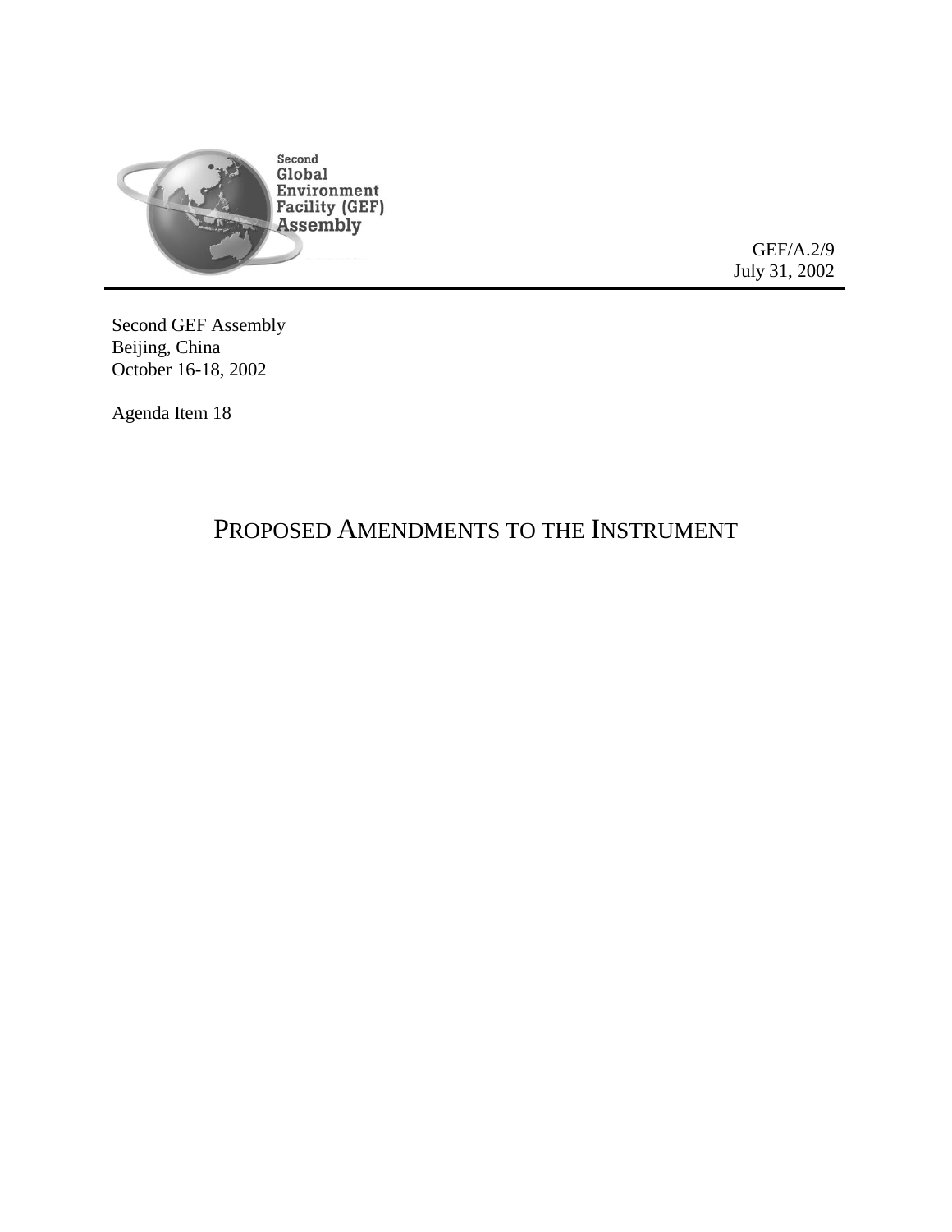Second Global Environment Facility (GEF) Assembly

GEF/A.2/9
July 31, 2002

Second GEF Assembly
Beijing, China
October 16-18, 2002

Agenda Item 18

# PROPOSED AMENDMENTS TO THE INSTRUMENT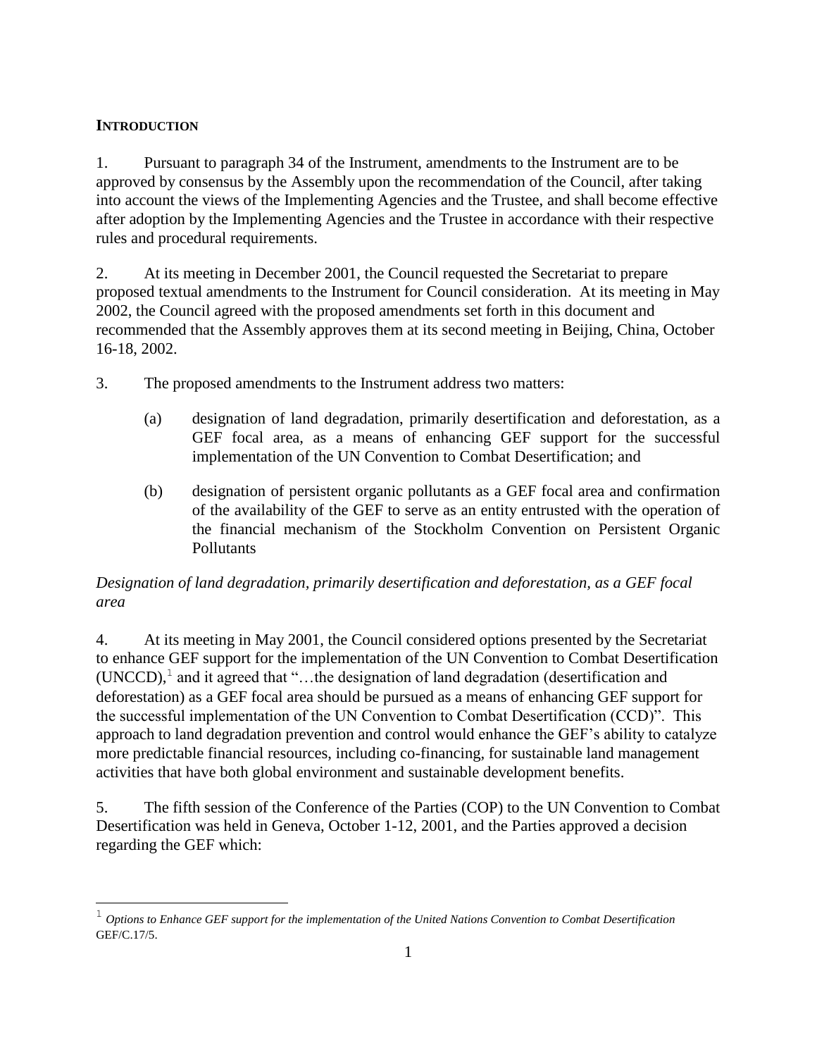## INTRODUCTION

1. Pursuant to paragraph 34 of the Instrument, amendments to the Instrument are to be approved by consensus by the Assembly upon the recommendation of the Council, after taking into account the views of the Implementing Agencies and the Trustee, and shall become effective after adoption by the Implementing Agencies and the Trustee in accordance with their respective rules and procedural requirements.

2. At its meeting in December 2001, the Council requested the Secretariat to prepare proposed textual amendments to the Instrument for Council consideration. At its meeting in May 2002, the Council agreed with the proposed amendments set forth in this document and recommended that the Assembly approves them at its second meeting in Beijing, China, October 16-18, 2002.

3. The proposed amendments to the Instrument address two matters:

   (a) designation of land degradation, primarily desertification and deforestation, as a GEF focal area, as a means of enhancing GEF support for the successful implementation of the UN Convention to Combat Desertification; and

   (b) designation of persistent organic pollutants as a GEF focal area and confirmation of the availability of the GEF to serve as an entity entrusted with the operation of the financial mechanism of the Stockholm Convention on Persistent Organic Pollutants

*Designation of land degradation, primarily desertification and deforestation, as a GEF focal area*

4. At its meeting in May 2001, the Council considered options presented by the Secretariat to enhance GEF support for the implementation of the UN Convention to Combat Desertification (UNCCD),[1] and it agreed that "…the designation of land degradation (desertification and deforestation) as a GEF focal area should be pursued as a means of enhancing GEF support for the successful implementation of the UN Convention to Combat Desertification (CCD)". This approach to land degradation prevention and control would enhance the GEF's ability to catalyze more predictable financial resources, including co-financing, for sustainable land management activities that have both global environment and sustainable development benefits.

5. The fifth session of the Conference of the Parties (COP) to the UN Convention to Combat Desertification was held in Geneva, October 1-12, 2001, and the Parties approved a decision regarding the GEF which:

[1] *Options to Enhance GEF support for the implementation of the United Nations Convention to Combat Desertification* GEF/C.17/5.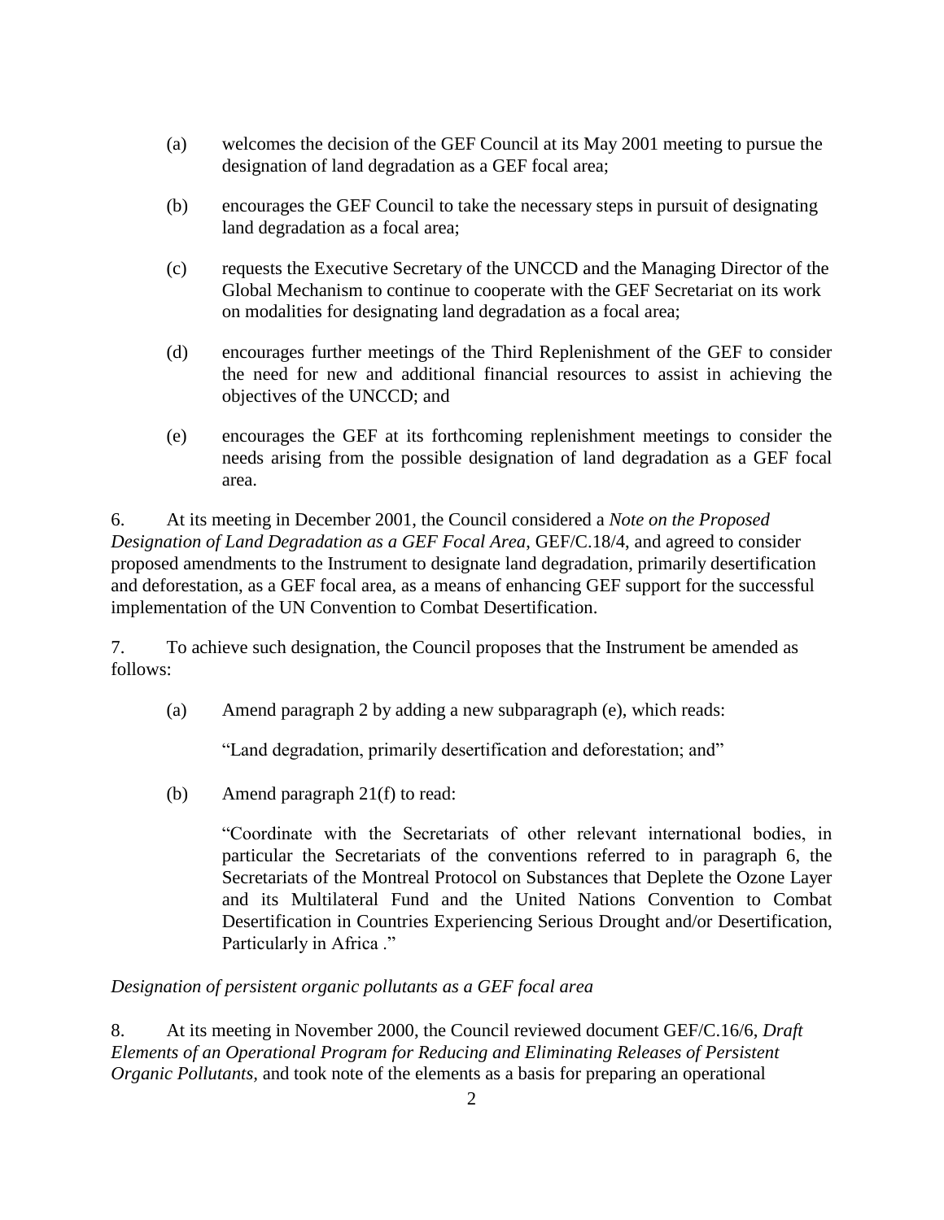(a) welcomes the decision of the GEF Council at its May 2001 meeting to pursue the designation of land degradation as a GEF focal area;

(b) encourages the GEF Council to take the necessary steps in pursuit of designating land degradation as a focal area;

(c) requests the Executive Secretary of the UNCCD and the Managing Director of the Global Mechanism to continue to cooperate with the GEF Secretariat on its work on modalities for designating land degradation as a focal area;

(d) encourages further meetings of the Third Replenishment of the GEF to consider the need for new and additional financial resources to assist in achieving the objectives of the UNCCD; and

(e) encourages the GEF at its forthcoming replenishment meetings to consider the needs arising from the possible designation of land degradation as a GEF focal area.

6. At its meeting in December 2001, the Council considered a *Note on the Proposed Designation of Land Degradation as a GEF Focal Area*, GEF/C.18/4, and agreed to consider proposed amendments to the Instrument to designate land degradation, primarily desertification and deforestation, as a GEF focal area, as a means of enhancing GEF support for the successful implementation of the UN Convention to Combat Desertification.

7. To achieve such designation, the Council proposes that the Instrument be amended as follows:

(a) Amend paragraph 2 by adding a new subparagraph (e), which reads:

"Land degradation, primarily desertification and deforestation; and"

(b) Amend paragraph 21(f) to read:

"Coordinate with the Secretariats of other relevant international bodies, in particular the Secretariats of the conventions referred to in paragraph 6, the Secretariats of the Montreal Protocol on Substances that Deplete the Ozone Layer and its Multilateral Fund and the United Nations Convention to Combat Desertification in Countries Experiencing Serious Drought and/or Desertification, Particularly in Africa ."

*Designation of persistent organic pollutants as a GEF focal area*

8. At its meeting in November 2000, the Council reviewed document GEF/C.16/6, *Draft Elements of an Operational Program for Reducing and Eliminating Releases of Persistent Organic Pollutants*, and took note of the elements as a basis for preparing an operational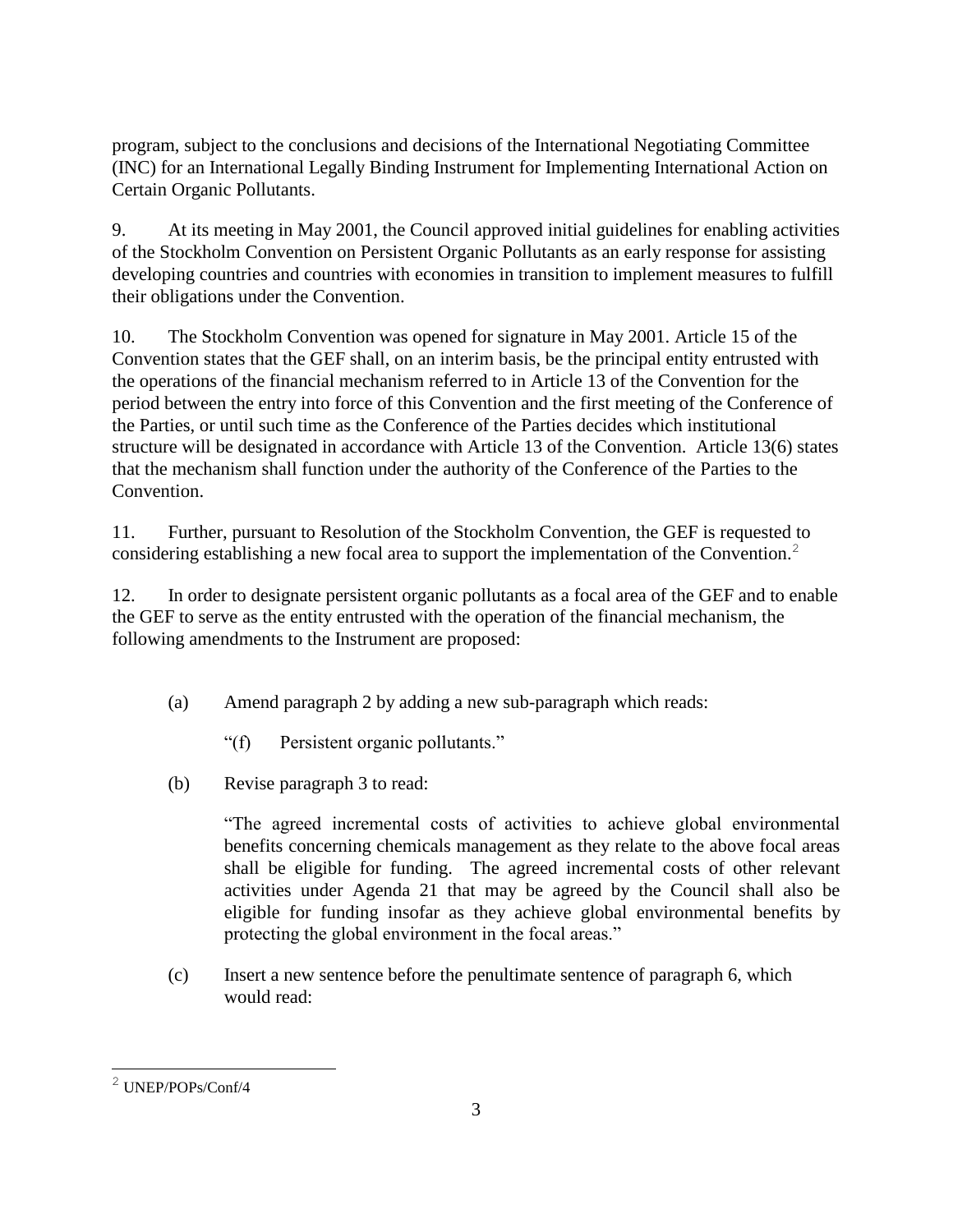program, subject to the conclusions and decisions of the International Negotiating Committee (INC) for an International Legally Binding Instrument for Implementing International Action on Certain Organic Pollutants.

9. At its meeting in May 2001, the Council approved initial guidelines for enabling activities of the Stockholm Convention on Persistent Organic Pollutants as an early response for assisting developing countries and countries with economies in transition to implement measures to fulfill their obligations under the Convention.

10. The Stockholm Convention was opened for signature in May 2001. Article 15 of the Convention states that the GEF shall, on an interim basis, be the principal entity entrusted with the operations of the financial mechanism referred to in Article 13 of the Convention for the period between the entry into force of this Convention and the first meeting of the Conference of the Parties, or until such time as the Conference of the Parties decides which institutional structure will be designated in accordance with Article 13 of the Convention. Article 13(6) states that the mechanism shall function under the authority of the Conference of the Parties to the Convention.

11. Further, pursuant to Resolution of the Stockholm Convention, the GEF is requested to considering establishing a new focal area to support the implementation of the Convention.[2]

12. In order to designate persistent organic pollutants as a focal area of the GEF and to enable the GEF to serve as the entity entrusted with the operation of the financial mechanism, the following amendments to the Instrument are proposed:

(a) Amend paragraph 2 by adding a new sub-paragraph which reads:

"(f) Persistent organic pollutants."

(b) Revise paragraph 3 to read:

"The agreed incremental costs of activities to achieve global environmental benefits concerning chemicals management as they relate to the above focal areas shall be eligible for funding. The agreed incremental costs of other relevant activities under Agenda 21 that may be agreed by the Council shall also be eligible for funding insofar as they achieve global environmental benefits by protecting the global environment in the focal areas."

(c) Insert a new sentence before the penultimate sentence of paragraph 6, which would read:

[2] UNEP/POPs/Conf/4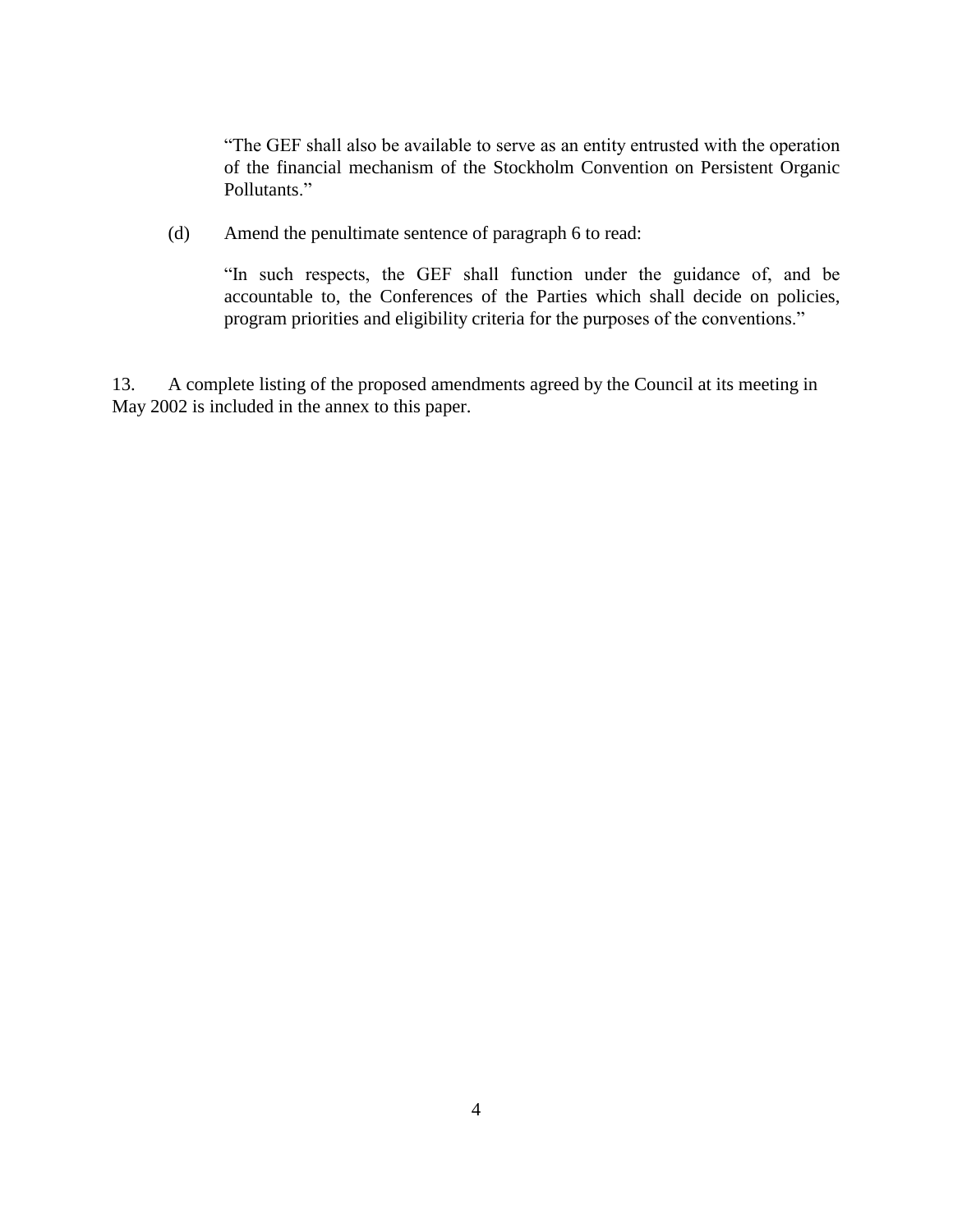> "The GEF shall also be available to serve as an entity entrusted with the operation of the financial mechanism of the Stockholm Convention on Persistent Organic Pollutants."

(d) Amend the penultimate sentence of paragraph 6 to read:

> "In such respects, the GEF shall function under the guidance of, and be accountable to, the Conferences of the Parties which shall decide on policies, program priorities and eligibility criteria for the purposes of the conventions."

13. A complete listing of the proposed amendments agreed by the Council at its meeting in May 2002 is included in the annex to this paper.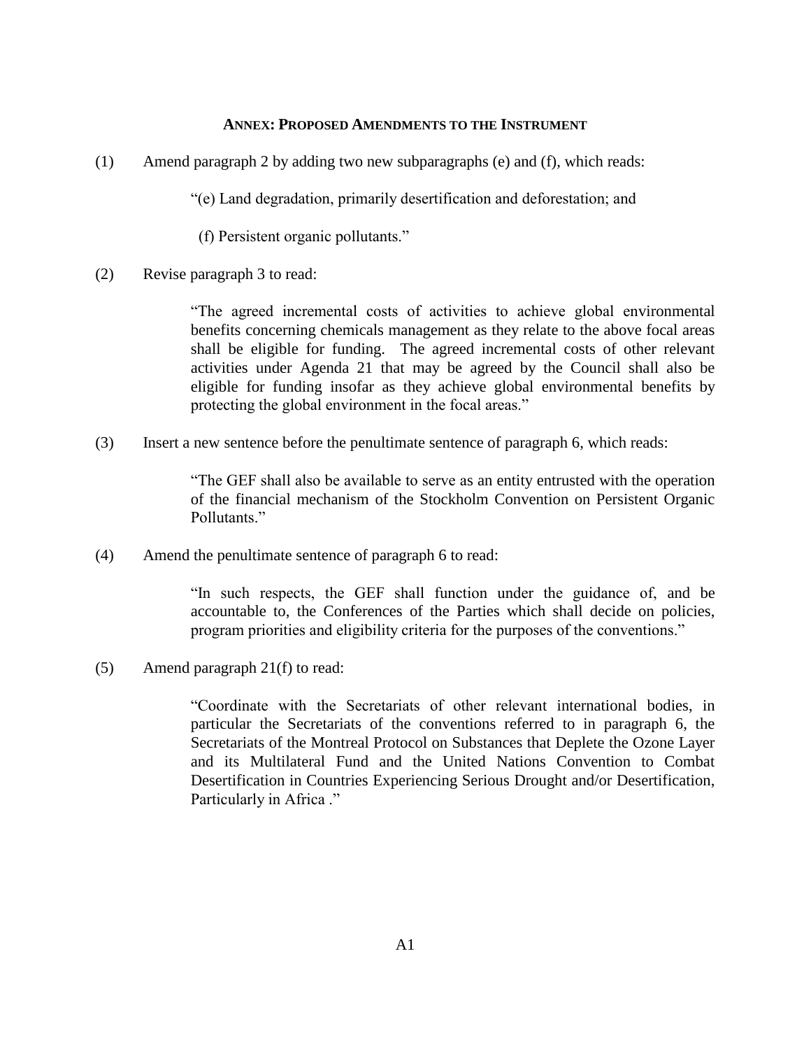## ANNEX: PROPOSED AMENDMENTS TO THE INSTRUMENT

(1) Amend paragraph 2 by adding two new subparagraphs (e) and (f), which reads:

> "(e) Land degradation, primarily desertification and deforestation; and
>
> (f) Persistent organic pollutants."

(2) Revise paragraph 3 to read:

> "The agreed incremental costs of activities to achieve global environmental benefits concerning chemicals management as they relate to the above focal areas shall be eligible for funding. The agreed incremental costs of other relevant activities under Agenda 21 that may be agreed by the Council shall also be eligible for funding insofar as they achieve global environmental benefits by protecting the global environment in the focal areas."

(3) Insert a new sentence before the penultimate sentence of paragraph 6, which reads:

> "The GEF shall also be available to serve as an entity entrusted with the operation of the financial mechanism of the Stockholm Convention on Persistent Organic Pollutants."

(4) Amend the penultimate sentence of paragraph 6 to read:

> "In such respects, the GEF shall function under the guidance of, and be accountable to, the Conferences of the Parties which shall decide on policies, program priorities and eligibility criteria for the purposes of the conventions."

(5) Amend paragraph 21(f) to read:

> "Coordinate with the Secretariats of other relevant international bodies, in particular the Secretariats of the conventions referred to in paragraph 6, the Secretariats of the Montreal Protocol on Substances that Deplete the Ozone Layer and its Multilateral Fund and the United Nations Convention to Combat Desertification in Countries Experiencing Serious Drought and/or Desertification, Particularly in Africa ."